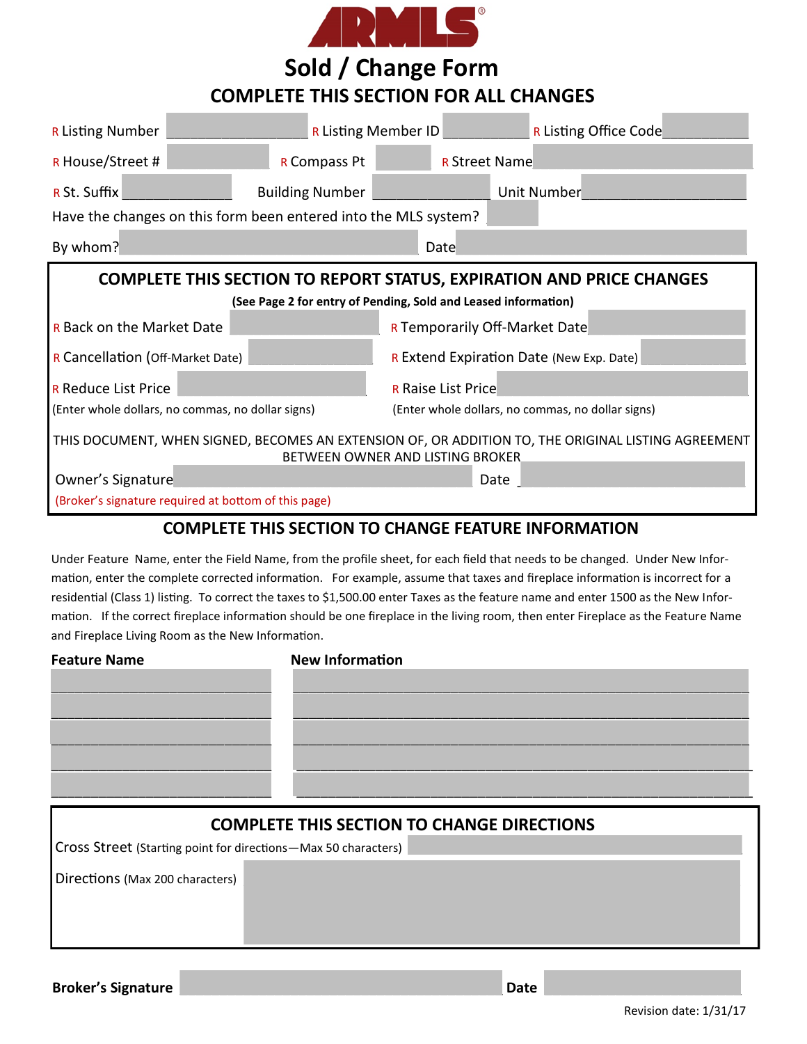# ARMLS®

# Sold / Change Form

## COMPLETE THIS SECTION FOR ALL CHANGES

R Listing Number ________________ R Listing Member ID __________ R Listing Office Code __________

R House/Street # __________ R Compass Pt ______ R Street Name ______________________

R St. Suffix __________ Building Number ____________ Unit Number ________________

Have the changes on this form been entered into the MLS system? ______

By whom? ______________________________ Date ______________________________

## COMPLETE THIS SECTION TO REPORT STATUS, EXPIRATION AND PRICE CHANGES

**(See Page 2 for entry of Pending, Sold and Leased information)**

R Back on the Market Date ______________ R Temporarily Off-Market Date ______________

R Cancellation (Off-Market Date) ______________ R Extend Expiration Date (New Exp. Date) ______________

R Reduce List Price ______________ R Raise List Price ______________

(Enter whole dollars, no commas, no dollar signs) (Enter whole dollars, no commas, no dollar signs)

THIS DOCUMENT, WHEN SIGNED, BECOMES AN EXTENSION OF, OR ADDITION TO, THE ORIGINAL LISTING AGREEMENT BETWEEN OWNER AND LISTING BROKER

Owner's Signature ______________________________ Date ______________

(Broker's signature required at bottom of this page)

## COMPLETE THIS SECTION TO CHANGE FEATURE INFORMATION

Under Feature Name, enter the Field Name, from the profile sheet, for each field that needs to be changed. Under New Information, enter the complete corrected information. For example, assume that taxes and fireplace information is incorrect for a residential (Class 1) listing. To correct the taxes to $1,500.00 enter Taxes as the feature name and enter 1500 as the New Information. If the correct fireplace information should be one fireplace in the living room, then enter Fireplace as the Feature Name and Fireplace Living Room as the New Information.

| Feature Name | New Information |
|---|---|
| | |
| | |
| | |
| | |
| | |

## COMPLETE THIS SECTION TO CHANGE DIRECTIONS

Cross Street (Starting point for directions—Max 50 characters) ______________________________

Directions (Max 200 characters) ______________________________

**Broker's Signature** ______________________________ **Date** ______________

Revision date: 1/31/17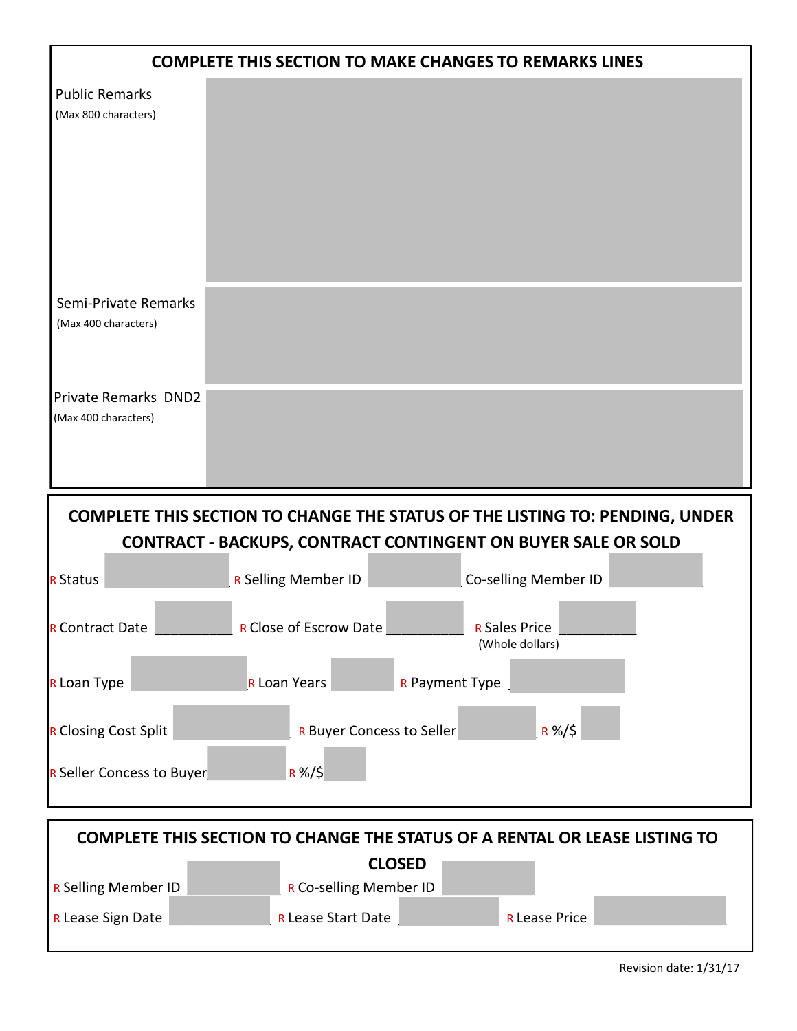## COMPLETE THIS SECTION TO MAKE CHANGES TO REMARKS LINES

Public Remarks
(Max 800 characters)

Semi-Private Remarks
(Max 400 characters)

Private Remarks DND2
(Max 400 characters)

## COMPLETE THIS SECTION TO CHANGE THE STATUS OF THE LISTING TO: PENDING, UNDER CONTRACT - BACKUPS, CONTRACT CONTINGENT ON BUYER SALE OR SOLD

R Status \_\_\_\_\_\_\_\_\_\_ R Selling Member ID \_\_\_\_\_\_\_\_\_\_ Co-selling Member ID \_\_\_\_\_\_\_\_\_\_

R Contract Date \_\_\_\_\_\_\_\_\_\_ R Close of Escrow Date \_\_\_\_\_\_\_\_\_\_ R Sales Price \_\_\_\_\_\_\_\_\_\_
(Whole dollars)

R Loan Type \_\_\_\_\_\_\_\_\_\_ R Loan Years \_\_\_\_\_\_\_\_\_\_ R Payment Type \_\_\_\_\_\_\_\_\_\_

R Closing Cost Split \_\_\_\_\_\_\_\_\_\_ R Buyer Concess to Seller \_\_\_\_\_\_\_\_\_\_ R %/$ \_\_\_\_\_\_\_\_\_\_

R Seller Concess to Buyer \_\_\_\_\_\_\_\_\_\_ R %/$ \_\_\_\_\_\_\_\_\_\_

## COMPLETE THIS SECTION TO CHANGE THE STATUS OF A RENTAL OR LEASE LISTING TO CLOSED

R Selling Member ID \_\_\_\_\_\_\_\_\_\_ R Co-selling Member ID \_\_\_\_\_\_\_\_\_\_

R Lease Sign Date \_\_\_\_\_\_\_\_\_\_ R Lease Start Date \_\_\_\_\_\_\_\_\_\_ R Lease Price \_\_\_\_\_\_\_\_\_\_

Revision date: 1/31/17